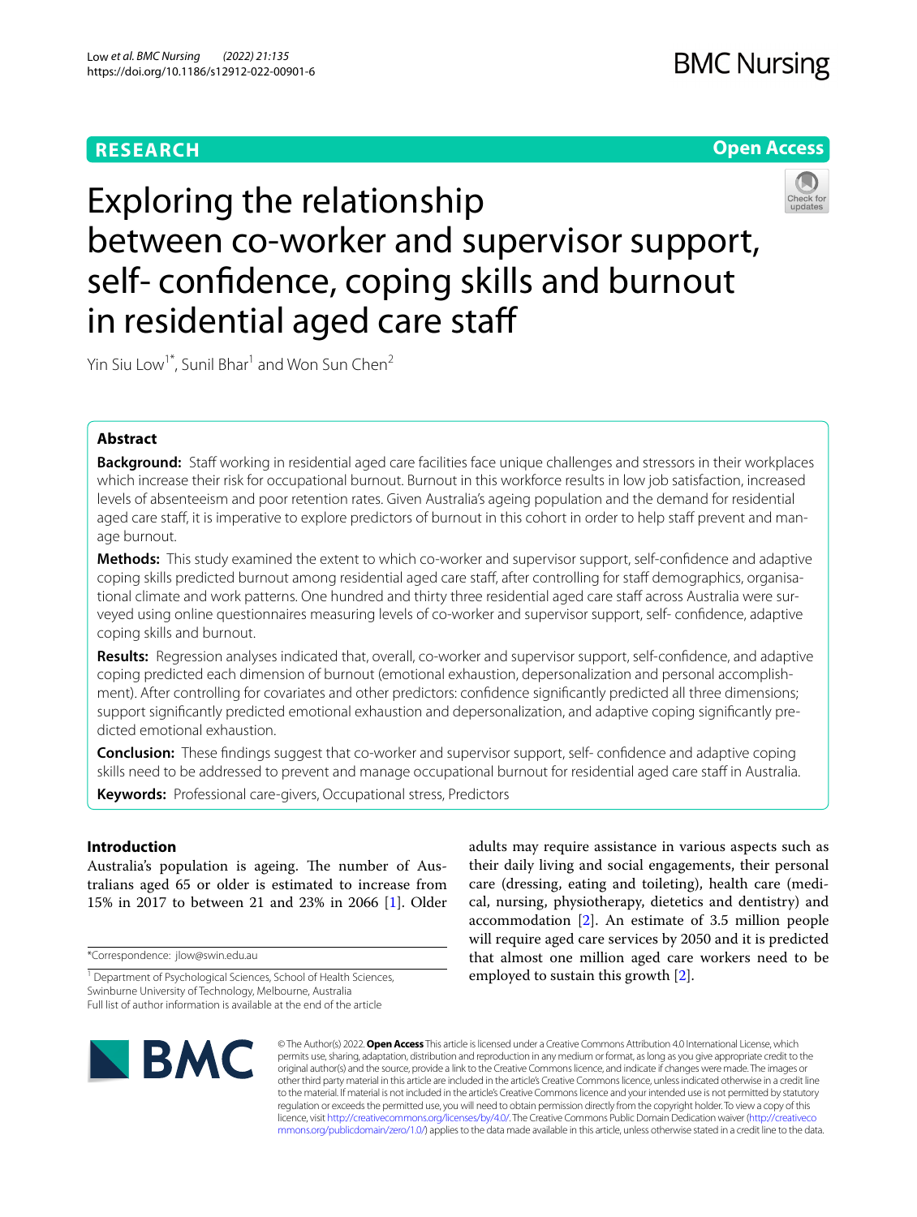**RESEARCH** | **Open Access**

# Exploring the relationship between co-worker and supervisor support, self- confidence, coping skills and burnout in residential aged care staff

Yin Siu Low[1*], Sunil Bhar[1] and Won Sun Chen[2]

## Abstract

**Background:** Staff working in residential aged care facilities face unique challenges and stressors in their workplaces which increase their risk for occupational burnout. Burnout in this workforce results in low job satisfaction, increased levels of absenteeism and poor retention rates. Given Australia's ageing population and the demand for residential aged care staff, it is imperative to explore predictors of burnout in this cohort in order to help staff prevent and manage burnout.

**Methods:** This study examined the extent to which co-worker and supervisor support, self-confidence and adaptive coping skills predicted burnout among residential aged care staff, after controlling for staff demographics, organisational climate and work patterns. One hundred and thirty three residential aged care staff across Australia were surveyed using online questionnaires measuring levels of co-worker and supervisor support, self- confidence, adaptive coping skills and burnout.

**Results:** Regression analyses indicated that, overall, co-worker and supervisor support, self-confidence, and adaptive coping predicted each dimension of burnout (emotional exhaustion, depersonalization and personal accomplishment). After controlling for covariates and other predictors: confidence significantly predicted all three dimensions; support significantly predicted emotional exhaustion and depersonalization, and adaptive coping significantly predicted emotional exhaustion.

**Conclusion:** These findings suggest that co-worker and supervisor support, self- confidence and adaptive coping skills need to be addressed to prevent and manage occupational burnout for residential aged care staff in Australia.

**Keywords:** Professional care-givers, Occupational stress, Predictors

## Introduction

Australia's population is ageing. The number of Australians aged 65 or older is estimated to increase from 15% in 2017 to between 21 and 23% in 2066 [1]. Older adults may require assistance in various aspects such as their daily living and social engagements, their personal care (dressing, eating and toileting), health care (medical, nursing, physiotherapy, dietetics and dentistry) and accommodation [2]. An estimate of 3.5 million people will require aged care services by 2050 and it is predicted that almost one million aged care workers need to be employed to sustain this growth [2].

*Correspondence: jlow@swin.edu.au

[1] Department of Psychological Sciences, School of Health Sciences, Swinburne University of Technology, Melbourne, Australia

Full list of author information is available at the end of the article

© The Author(s) 2022. **Open Access** This article is licensed under a Creative Commons Attribution 4.0 International License, which permits use, sharing, adaptation, distribution and reproduction in any medium or format, as long as you give appropriate credit to the original author(s) and the source, provide a link to the Creative Commons licence, and indicate if changes were made. The images or other third party material in this article are included in the article's Creative Commons licence, unless indicated otherwise in a credit line to the material. If material is not included in the article's Creative Commons licence and your intended use is not permitted by statutory regulation or exceeds the permitted use, you will need to obtain permission directly from the copyright holder. To view a copy of this licence, visit http://creativecommons.org/licenses/by/4.0/. The Creative Commons Public Domain Dedication waiver (http://creativecommons.org/publicdomain/zero/1.0/) applies to the data made available in this article, unless otherwise stated in a credit line to the data.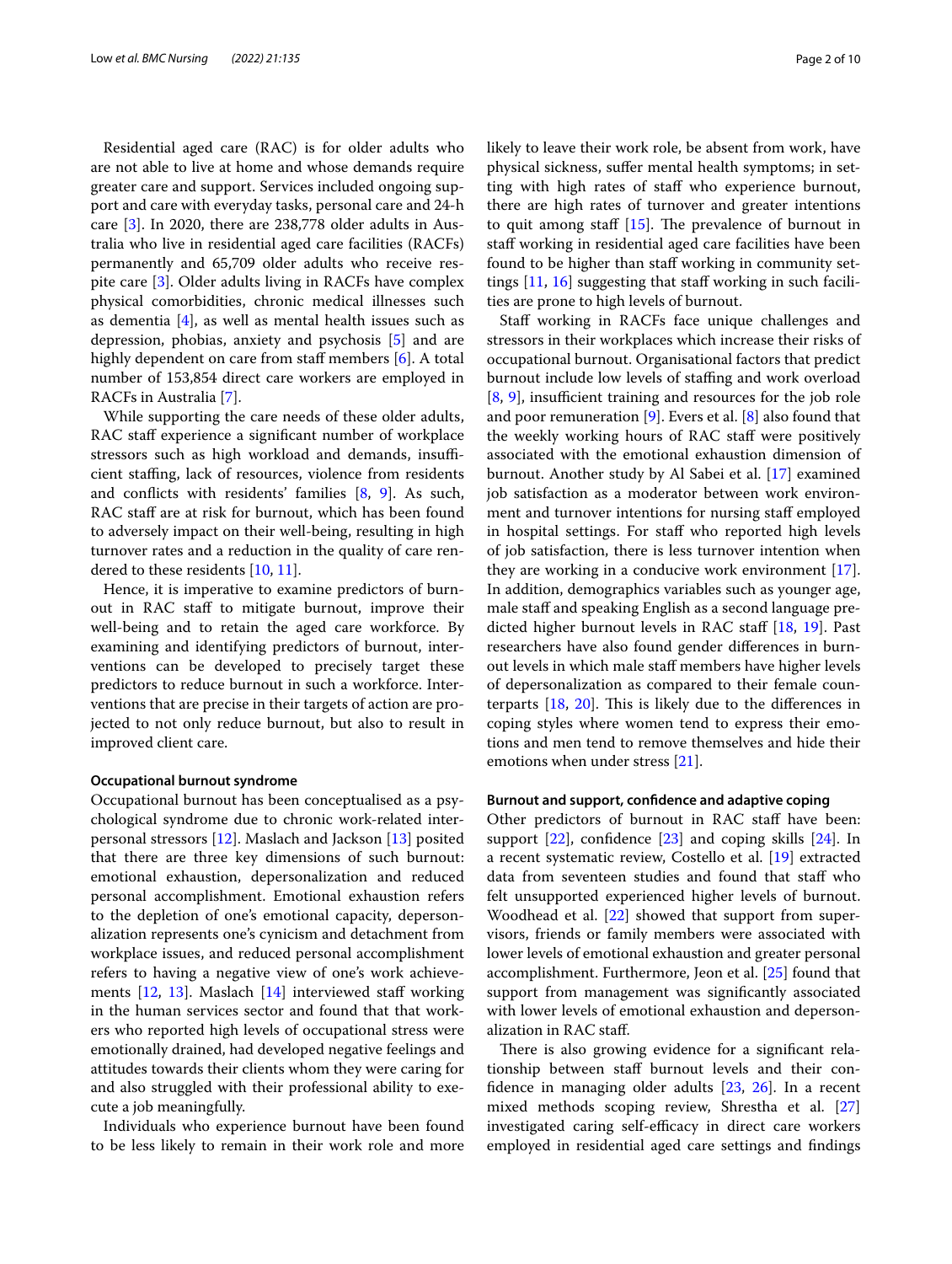Residential aged care (RAC) is for older adults who are not able to live at home and whose demands require greater care and support. Services included ongoing support and care with everyday tasks, personal care and 24-h care [3]. In 2020, there are 238,778 older adults in Australia who live in residential aged care facilities (RACFs) permanently and 65,709 older adults who receive respite care [3]. Older adults living in RACFs have complex physical comorbidities, chronic medical illnesses such as dementia [4], as well as mental health issues such as depression, phobias, anxiety and psychosis [5] and are highly dependent on care from staff members [6]. A total number of 153,854 direct care workers are employed in RACFs in Australia [7].

While supporting the care needs of these older adults, RAC staff experience a significant number of workplace stressors such as high workload and demands, insufficient staffing, lack of resources, violence from residents and conflicts with residents' families [8, 9]. As such, RAC staff are at risk for burnout, which has been found to adversely impact on their well-being, resulting in high turnover rates and a reduction in the quality of care rendered to these residents [10, 11].

Hence, it is imperative to examine predictors of burnout in RAC staff to mitigate burnout, improve their well-being and to retain the aged care workforce. By examining and identifying predictors of burnout, interventions can be developed to precisely target these predictors to reduce burnout in such a workforce. Interventions that are precise in their targets of action are projected to not only reduce burnout, but also to result in improved client care.

### Occupational burnout syndrome

Occupational burnout has been conceptualised as a psychological syndrome due to chronic work-related interpersonal stressors [12]. Maslach and Jackson [13] posited that there are three key dimensions of such burnout: emotional exhaustion, depersonalization and reduced personal accomplishment. Emotional exhaustion refers to the depletion of one's emotional capacity, depersonalization represents one's cynicism and detachment from workplace issues, and reduced personal accomplishment refers to having a negative view of one's work achievements [12, 13]. Maslach [14] interviewed staff working in the human services sector and found that that workers who reported high levels of occupational stress were emotionally drained, had developed negative feelings and attitudes towards their clients whom they were caring for and also struggled with their professional ability to execute a job meaningfully.

Individuals who experience burnout have been found to be less likely to remain in their work role and more likely to leave their work role, be absent from work, have physical sickness, suffer mental health symptoms; in setting with high rates of staff who experience burnout, there are high rates of turnover and greater intentions to quit among staff [15]. The prevalence of burnout in staff working in residential aged care facilities have been found to be higher than staff working in community settings [11, 16] suggesting that staff working in such facilities are prone to high levels of burnout.

Staff working in RACFs face unique challenges and stressors in their workplaces which increase their risks of occupational burnout. Organisational factors that predict burnout include low levels of staffing and work overload [8, 9], insufficient training and resources for the job role and poor remuneration [9]. Evers et al. [8] also found that the weekly working hours of RAC staff were positively associated with the emotional exhaustion dimension of burnout. Another study by Al Sabei et al. [17] examined job satisfaction as a moderator between work environment and turnover intentions for nursing staff employed in hospital settings. For staff who reported high levels of job satisfaction, there is less turnover intention when they are working in a conducive work environment [17]. In addition, demographics variables such as younger age, male staff and speaking English as a second language predicted higher burnout levels in RAC staff [18, 19]. Past researchers have also found gender differences in burnout levels in which male staff members have higher levels of depersonalization as compared to their female counterparts [18, 20]. This is likely due to the differences in coping styles where women tend to express their emotions and men tend to remove themselves and hide their emotions when under stress [21].

### Burnout and support, confidence and adaptive coping

Other predictors of burnout in RAC staff have been: support [22], confidence [23] and coping skills [24]. In a recent systematic review, Costello et al. [19] extracted data from seventeen studies and found that staff who felt unsupported experienced higher levels of burnout. Woodhead et al. [22] showed that support from supervisors, friends or family members were associated with lower levels of emotional exhaustion and greater personal accomplishment. Furthermore, Jeon et al. [25] found that support from management was significantly associated with lower levels of emotional exhaustion and depersonalization in RAC staff.

There is also growing evidence for a significant relationship between staff burnout levels and their confidence in managing older adults [23, 26]. In a recent mixed methods scoping review, Shrestha et al. [27] investigated caring self-efficacy in direct care workers employed in residential aged care settings and findings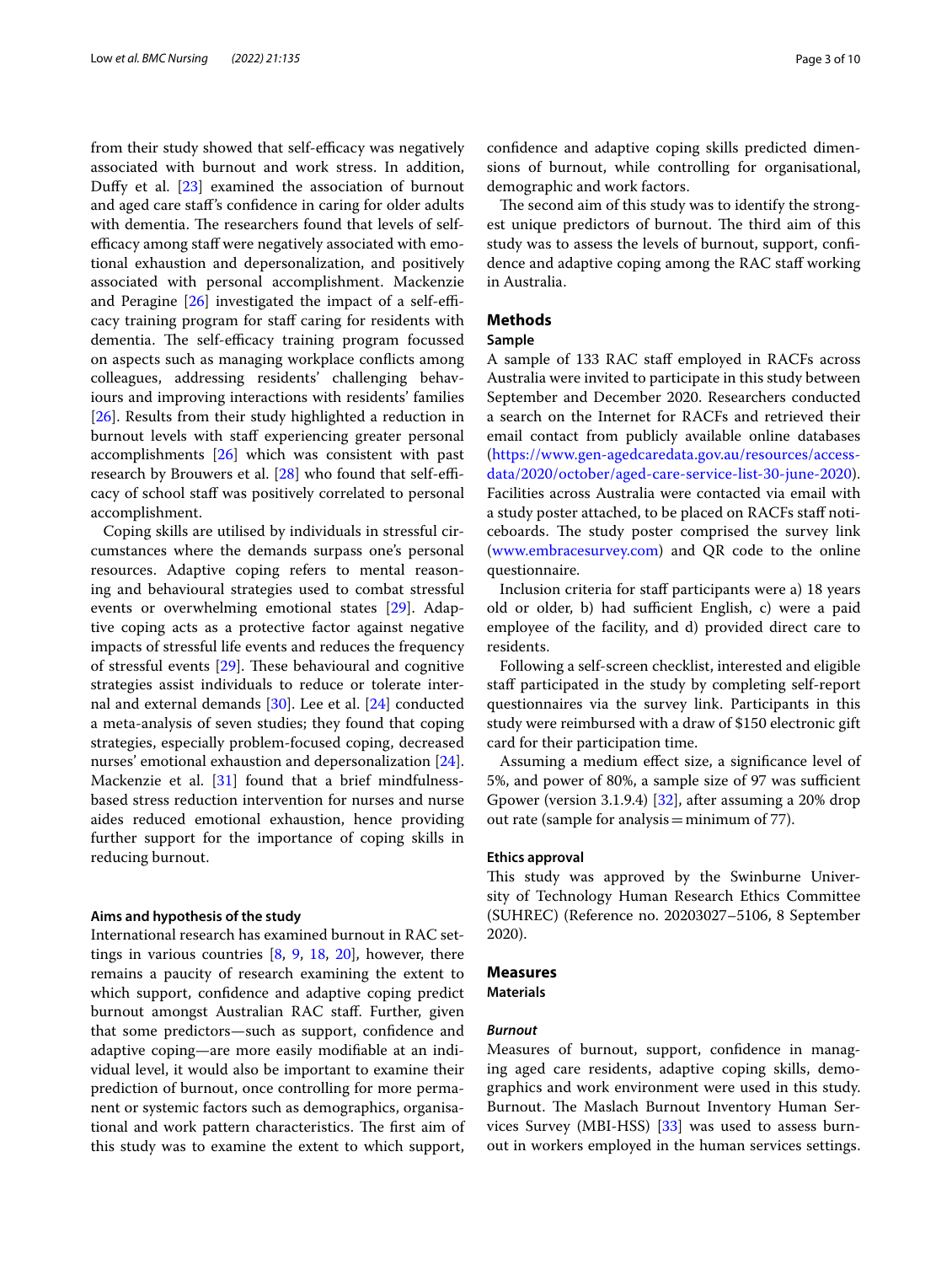from their study showed that self-efficacy was negatively associated with burnout and work stress. In addition, Duffy et al. [23] examined the association of burnout and aged care staff's confidence in caring for older adults with dementia. The researchers found that levels of self-efficacy among staff were negatively associated with emotional exhaustion and depersonalization, and positively associated with personal accomplishment. Mackenzie and Peragine [26] investigated the impact of a self-efficacy training program for staff caring for residents with dementia. The self-efficacy training program focussed on aspects such as managing workplace conflicts among colleagues, addressing residents' challenging behaviours and improving interactions with residents' families [26]. Results from their study highlighted a reduction in burnout levels with staff experiencing greater personal accomplishments [26] which was consistent with past research by Brouwers et al. [28] who found that self-efficacy of school staff was positively correlated to personal accomplishment.

Coping skills are utilised by individuals in stressful circumstances where the demands surpass one's personal resources. Adaptive coping refers to mental reasoning and behavioural strategies used to combat stressful events or overwhelming emotional states [29]. Adaptive coping acts as a protective factor against negative impacts of stressful life events and reduces the frequency of stressful events [29]. These behavioural and cognitive strategies assist individuals to reduce or tolerate internal and external demands [30]. Lee et al. [24] conducted a meta-analysis of seven studies; they found that coping strategies, especially problem-focused coping, decreased nurses' emotional exhaustion and depersonalization [24]. Mackenzie et al. [31] found that a brief mindfulness-based stress reduction intervention for nurses and nurse aides reduced emotional exhaustion, hence providing further support for the importance of coping skills in reducing burnout.

#### Aims and hypothesis of the study

International research has examined burnout in RAC settings in various countries [8, 9, 18, 20], however, there remains a paucity of research examining the extent to which support, confidence and adaptive coping predict burnout amongst Australian RAC staff. Further, given that some predictors—such as support, confidence and adaptive coping—are more easily modifiable at an individual level, it would also be important to examine their prediction of burnout, once controlling for more permanent or systemic factors such as demographics, organisational and work pattern characteristics. The first aim of this study was to examine the extent to which support, confidence and adaptive coping skills predicted dimensions of burnout, while controlling for organisational, demographic and work factors.

The second aim of this study was to identify the strongest unique predictors of burnout. The third aim of this study was to assess the levels of burnout, support, confidence and adaptive coping among the RAC staff working in Australia.

## Methods

### Sample

A sample of 133 RAC staff employed in RACFs across Australia were invited to participate in this study between September and December 2020. Researchers conducted a search on the Internet for RACFs and retrieved their email contact from publicly available online databases (https://www.gen-agedcaredata.gov.au/resources/access-data/2020/october/aged-care-service-list-30-june-2020). Facilities across Australia were contacted via email with a study poster attached, to be placed on RACFs staff noticeboards. The study poster comprised the survey link (www.embracesurvey.com) and QR code to the online questionnaire.

Inclusion criteria for staff participants were a) 18 years old or older, b) had sufficient English, c) were a paid employee of the facility, and d) provided direct care to residents.

Following a self-screen checklist, interested and eligible staff participated in the study by completing self-report questionnaires via the survey link. Participants in this study were reimbursed with a draw of $150 electronic gift card for their participation time.

Assuming a medium effect size, a significance level of 5%, and power of 80%, a sample size of 97 was sufficient Gpower (version 3.1.9.4) [32], after assuming a 20% drop out rate (sample for analysis = minimum of 77).

### Ethics approval

This study was approved by the Swinburne University of Technology Human Research Ethics Committee (SUHREC) (Reference no. 20203027–5106, 8 September 2020).

## Measures

### Materials

#### *Burnout*

Measures of burnout, support, confidence in managing aged care residents, adaptive coping skills, demographics and work environment were used in this study. Burnout. The Maslach Burnout Inventory Human Services Survey (MBI-HSS) [33] was used to assess burnout in workers employed in the human services settings.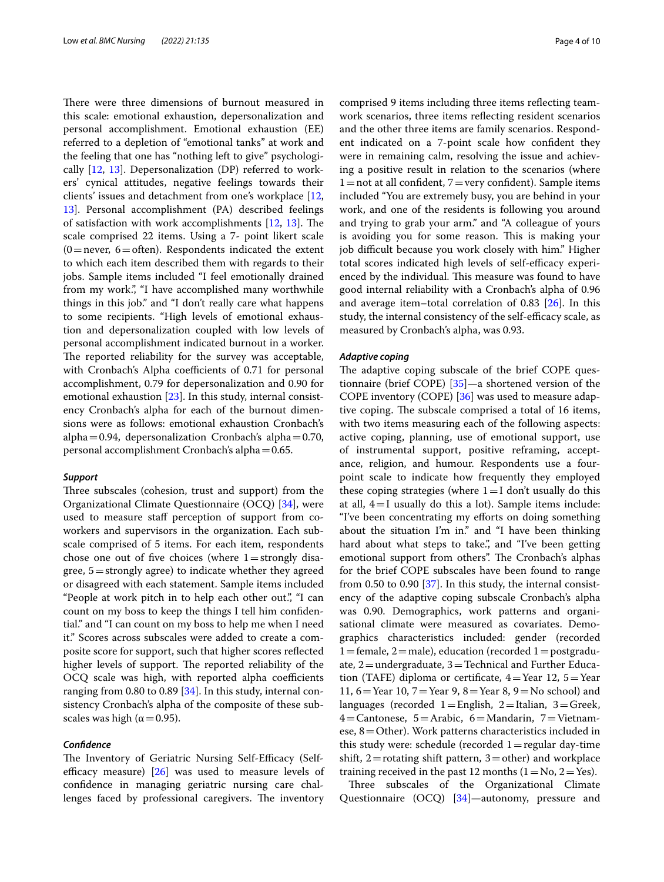There were three dimensions of burnout measured in this scale: emotional exhaustion, depersonalization and personal accomplishment. Emotional exhaustion (EE) referred to a depletion of "emotional tanks" at work and the feeling that one has "nothing left to give" psychologically [12, 13]. Depersonalization (DP) referred to workers' cynical attitudes, negative feelings towards their clients' issues and detachment from one's workplace [12, 13]. Personal accomplishment (PA) described feelings of satisfaction with work accomplishments [12, 13]. The scale comprised 22 items. Using a 7- point likert scale (0 = never, 6 = often). Respondents indicated the extent to which each item described them with regards to their jobs. Sample items included "I feel emotionally drained from my work.", "I have accomplished many worthwhile things in this job." and "I don't really care what happens to some recipients. "High levels of emotional exhaustion and depersonalization coupled with low levels of personal accomplishment indicated burnout in a worker. The reported reliability for the survey was acceptable, with Cronbach's Alpha coefficients of 0.71 for personal accomplishment, 0.79 for depersonalization and 0.90 for emotional exhaustion [23]. In this study, internal consistency Cronbach's alpha for each of the burnout dimensions were as follows: emotional exhaustion Cronbach's alpha = 0.94, depersonalization Cronbach's alpha = 0.70, personal accomplishment Cronbach's alpha = 0.65.

#### *Support*

Three subscales (cohesion, trust and support) from the Organizational Climate Questionnaire (OCQ) [34], were used to measure staff perception of support from coworkers and supervisors in the organization. Each subscale comprised of 5 items. For each item, respondents chose one out of five choices (where 1 = strongly disagree, 5 = strongly agree) to indicate whether they agreed or disagreed with each statement. Sample items included "People at work pitch in to help each other out.", "I can count on my boss to keep the things I tell him confidential." and "I can count on my boss to help me when I need it." Scores across subscales were added to create a composite score for support, such that higher scores reflected higher levels of support. The reported reliability of the OCQ scale was high, with reported alpha coefficients ranging from 0.80 to 0.89 [34]. In this study, internal consistency Cronbach's alpha of the composite of these subscales was high ($\alpha = 0.95$).

#### *Confidence*

The Inventory of Geriatric Nursing Self-Efficacy (Self-efficacy measure) [26] was used to measure levels of confidence in managing geriatric nursing care challenges faced by professional caregivers. The inventory comprised 9 items including three items reflecting teamwork scenarios, three items reflecting resident scenarios and the other three items are family scenarios. Respondent indicated on a 7-point scale how confident they were in remaining calm, resolving the issue and achieving a positive result in relation to the scenarios (where 1 = not at all confident, 7 = very confident). Sample items included "You are extremely busy, you are behind in your work, and one of the residents is following you around and trying to grab your arm." and "A colleague of yours is avoiding you for some reason. This is making your job difficult because you work closely with him." Higher total scores indicated high levels of self-efficacy experienced by the individual. This measure was found to have good internal reliability with a Cronbach's alpha of 0.96 and average item–total correlation of 0.83 [26]. In this study, the internal consistency of the self-efficacy scale, as measured by Cronbach's alpha, was 0.93.

#### *Adaptive coping*

The adaptive coping subscale of the brief COPE questionnaire (brief COPE) [35]—a shortened version of the COPE inventory (COPE) [36] was used to measure adaptive coping. The subscale comprised a total of 16 items, with two items measuring each of the following aspects: active coping, planning, use of emotional support, use of instrumental support, positive reframing, acceptance, religion, and humour. Respondents use a four-point scale to indicate how frequently they employed these coping strategies (where 1 = I don't usually do this at all, 4 = I usually do this a lot). Sample items include: "I've been concentrating my efforts on doing something about the situation I'm in." and "I have been thinking hard about what steps to take.", and "I've been getting emotional support from others". The Cronbach's alphas for the brief COPE subscales have been found to range from 0.50 to 0.90 [37]. In this study, the internal consistency of the adaptive coping subscale Cronbach's alpha was 0.90. Demographics, work patterns and organisational climate were measured as covariates. Demographics characteristics included: gender (recorded 1 = female, 2 = male), education (recorded 1 = postgraduate, 2 = undergraduate, 3 = Technical and Further Education (TAFE) diploma or certificate, 4 = Year 12, 5 = Year 11, 6 = Year 10, 7 = Year 9, 8 = Year 8, 9 = No school) and languages (recorded 1 = English, 2 = Italian, 3 = Greek, 4 = Cantonese, 5 = Arabic, 6 = Mandarin, 7 = Vietnamese, 8 = Other). Work patterns characteristics included in this study were: schedule (recorded 1 = regular day-time shift, 2 = rotating shift pattern, 3 = other) and workplace training received in the past 12 months (1 = No, 2 = Yes).

Three subscales of the Organizational Climate Questionnaire (OCQ) [34]—autonomy, pressure and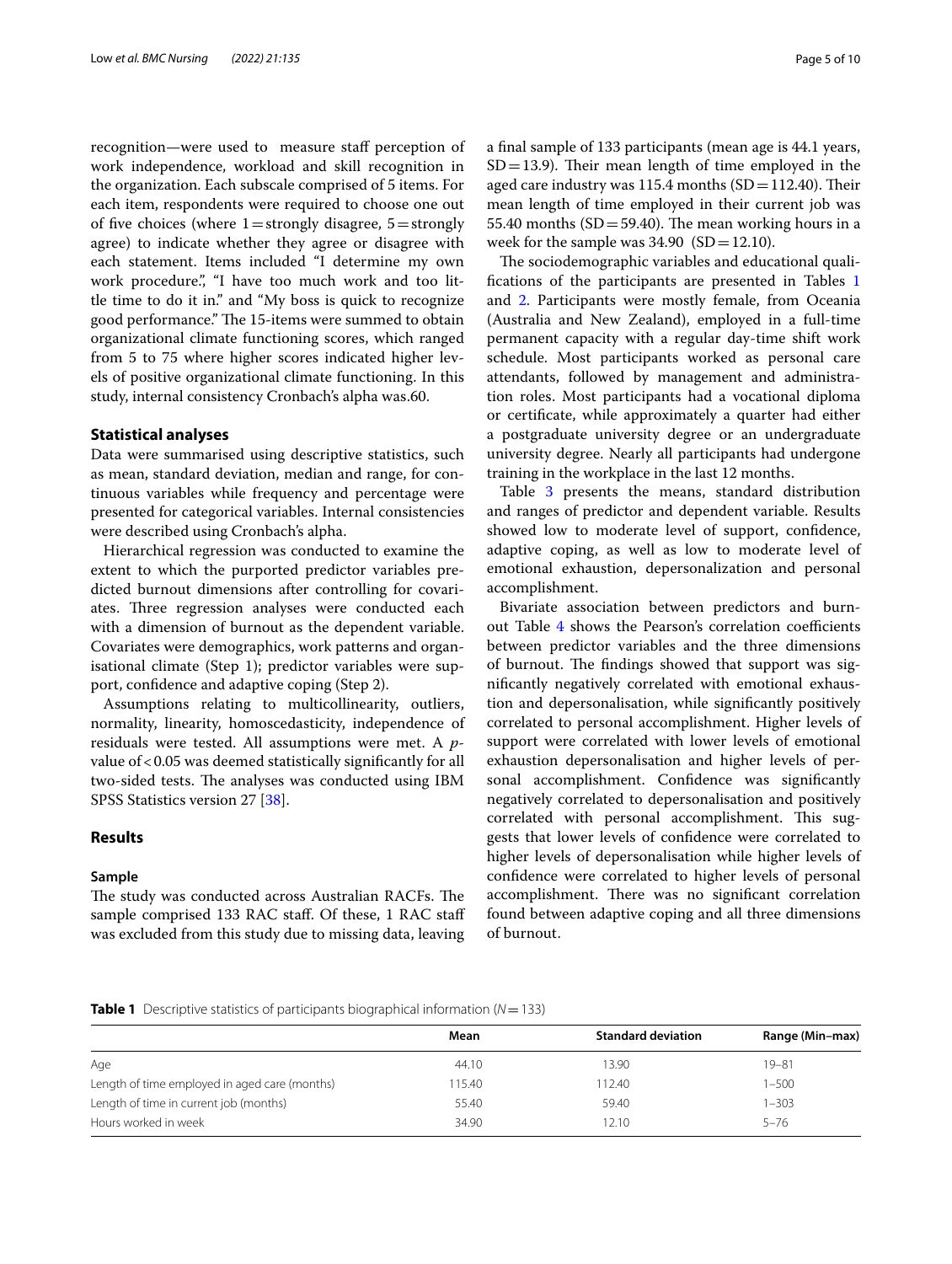recognition—were used to measure staff perception of work independence, workload and skill recognition in the organization. Each subscale comprised of 5 items. For each item, respondents were required to choose one out of five choices (where 1 = strongly disagree, 5 = strongly agree) to indicate whether they agree or disagree with each statement. Items included "I determine my own work procedure.", "I have too much work and too little time to do it in." and "My boss is quick to recognize good performance." The 15-items were summed to obtain organizational climate functioning scores, which ranged from 5 to 75 where higher scores indicated higher levels of positive organizational climate functioning. In this study, internal consistency Cronbach's alpha was.60.

### Statistical analyses

Data were summarised using descriptive statistics, such as mean, standard deviation, median and range, for continuous variables while frequency and percentage were presented for categorical variables. Internal consistencies were described using Cronbach's alpha.

Hierarchical regression was conducted to examine the extent to which the purported predictor variables predicted burnout dimensions after controlling for covariates. Three regression analyses were conducted each with a dimension of burnout as the dependent variable. Covariates were demographics, work patterns and organisational climate (Step 1); predictor variables were support, confidence and adaptive coping (Step 2).

Assumptions relating to multicollinearity, outliers, normality, linearity, homoscedasticity, independence of residuals were tested. All assumptions were met. A *p*-value of < 0.05 was deemed statistically significantly for all two-sided tests. The analyses was conducted using IBM SPSS Statistics version 27 [38].

## Results

### Sample

The study was conducted across Australian RACFs. The sample comprised 133 RAC staff. Of these, 1 RAC staff was excluded from this study due to missing data, leaving a final sample of 133 participants (mean age is 44.1 years, SD = 13.9). Their mean length of time employed in the aged care industry was 115.4 months (SD = 112.40). Their mean length of time employed in their current job was 55.40 months (SD = 59.40). The mean working hours in a week for the sample was 34.90 (SD = 12.10).

The sociodemographic variables and educational qualifications of the participants are presented in Tables 1 and 2. Participants were mostly female, from Oceania (Australia and New Zealand), employed in a full-time permanent capacity with a regular day-time shift work schedule. Most participants worked as personal care attendants, followed by management and administration roles. Most participants had a vocational diploma or certificate, while approximately a quarter had either a postgraduate university degree or an undergraduate university degree. Nearly all participants had undergone training in the workplace in the last 12 months.

Table 3 presents the means, standard distribution and ranges of predictor and dependent variable. Results showed low to moderate level of support, confidence, adaptive coping, as well as low to moderate level of emotional exhaustion, depersonalization and personal accomplishment.

Bivariate association between predictors and burnout Table 4 shows the Pearson's correlation coefficients between predictor variables and the three dimensions of burnout. The findings showed that support was significantly negatively correlated with emotional exhaustion and depersonalisation, while significantly positively correlated to personal accomplishment. Higher levels of support were correlated with lower levels of emotional exhaustion depersonalisation and higher levels of personal accomplishment. Confidence was significantly negatively correlated to depersonalisation and positively correlated with personal accomplishment. This suggests that lower levels of confidence were correlated to higher levels of depersonalisation while higher levels of confidence were correlated to higher levels of personal accomplishment. There was no significant correlation found between adaptive coping and all three dimensions of burnout.

**Table 1** Descriptive statistics of participants biographical information ($N = 133$)

| | Mean | Standard deviation | Range (Min–max) |
|---|---|---|---|
| Age | 44.10 | 13.90 | 19–81 |
| Length of time employed in aged care (months) | 115.40 | 112.40 | 1–500 |
| Length of time in current job (months) | 55.40 | 59.40 | 1–303 |
| Hours worked in week | 34.90 | 12.10 | 5–76 |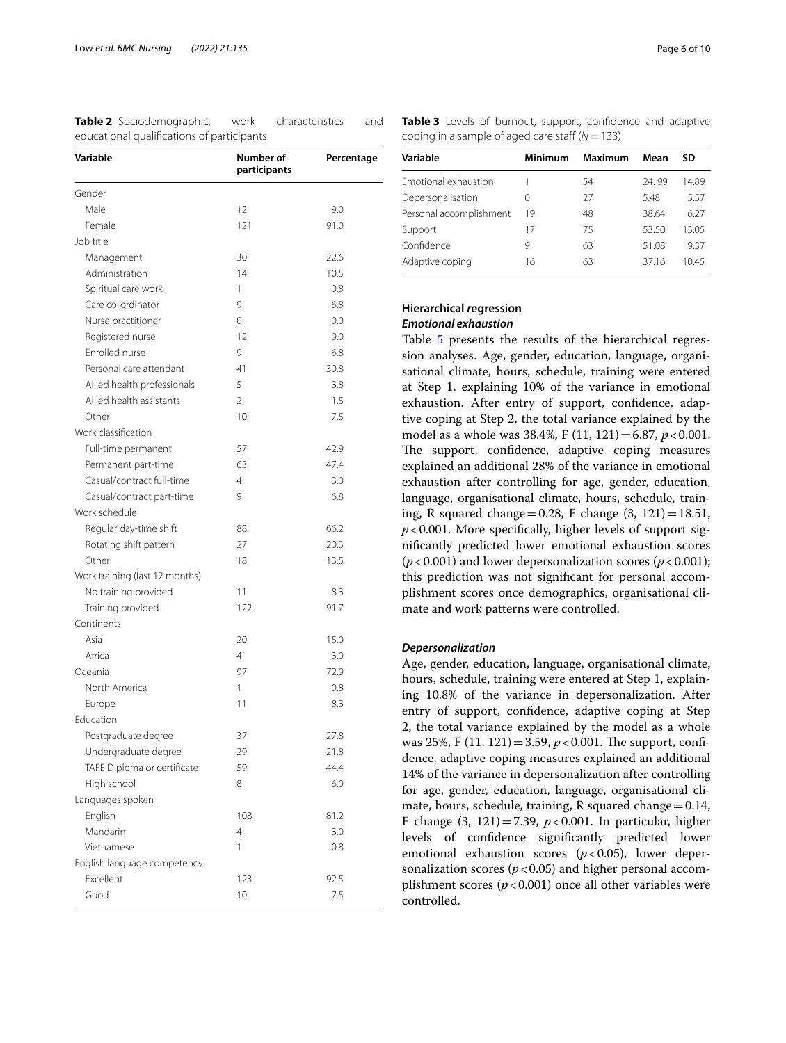**Table 2** Sociodemographic, work characteristics and educational qualifications of participants

| Variable | Number of participants | Percentage |
|---|---|---|
| Gender | | |
| Male | 12 | 9.0 |
| Female | 121 | 91.0 |
| Job title | | |
| Management | 30 | 22.6 |
| Administration | 14 | 10.5 |
| Spiritual care work | 1 | 0.8 |
| Care co-ordinator | 9 | 6.8 |
| Nurse practitioner | 0 | 0.0 |
| Registered nurse | 12 | 9.0 |
| Enrolled nurse | 9 | 6.8 |
| Personal care attendant | 41 | 30.8 |
| Allied health professionals | 5 | 3.8 |
| Allied health assistants | 2 | 1.5 |
| Other | 10 | 7.5 |
| Work classification | | |
| Full-time permanent | 57 | 42.9 |
| Permanent part-time | 63 | 47.4 |
| Casual/contract full-time | 4 | 3.0 |
| Casual/contract part-time | 9 | 6.8 |
| Work schedule | | |
| Regular day-time shift | 88 | 66.2 |
| Rotating shift pattern | 27 | 20.3 |
| Other | 18 | 13.5 |
| Work training (last 12 months) | | |
| No training provided | 11 | 8.3 |
| Training provided | 122 | 91.7 |
| Continents | | |
| Asia | 20 | 15.0 |
| Africa | 4 | 3.0 |
| Oceania | 97 | 72.9 |
| North America | 1 | 0.8 |
| Europe | 11 | 8.3 |
| Education | | |
| Postgraduate degree | 37 | 27.8 |
| Undergraduate degree | 29 | 21.8 |
| TAFE Diploma or certificate | 59 | 44.4 |
| High school | 8 | 6.0 |
| Languages spoken | | |
| English | 108 | 81.2 |
| Mandarin | 4 | 3.0 |
| Vietnamese | 1 | 0.8 |
| English language competency | | |
| Excellent | 123 | 92.5 |
| Good | 10 | 7.5 |

**Table 3** Levels of burnout, support, confidence and adaptive coping in a sample of aged care staff ($N=133$)

| Variable | Minimum | Maximum | Mean | SD |
|---|---|---|---|---|
| Emotional exhaustion | 1 | 54 | 24. 99 | 14.89 |
| Depersonalisation | 0 | 27 | 5.48 | 5.57 |
| Personal accomplishment | 19 | 48 | 38.64 | 6.27 |
| Support | 17 | 75 | 53.50 | 13.05 |
| Confidence | 9 | 63 | 51.08 | 9.37 |
| Adaptive coping | 16 | 63 | 37.16 | 10.45 |

## Hierarchical regression

### *Emotional exhaustion*

Table 5 presents the results of the hierarchical regression analyses. Age, gender, education, language, organisational climate, hours, schedule, training were entered at Step 1, explaining 10% of the variance in emotional exhaustion. After entry of support, confidence, adaptive coping at Step 2, the total variance explained by the model as a whole was 38.4%, $F(11, 121)=6.87$, $p<0.001$. The support, confidence, adaptive coping measures explained an additional 28% of the variance in emotional exhaustion after controlling for age, gender, education, language, organisational climate, hours, schedule, training, R squared change $=0.28$, F change $(3, 121)=18.51$, $p<0.001$. More specifically, higher levels of support significantly predicted lower emotional exhaustion scores ($p<0.001$) and lower depersonalization scores ($p<0.001$); this prediction was not significant for personal accomplishment scores once demographics, organisational climate and work patterns were controlled.

### *Depersonalization*

Age, gender, education, language, organisational climate, hours, schedule, training were entered at Step 1, explaining 10.8% of the variance in depersonalization. After entry of support, confidence, adaptive coping at Step 2, the total variance explained by the model as a whole was 25%, $F(11, 121)=3.59$, $p<0.001$. The support, confidence, adaptive coping measures explained an additional 14% of the variance in depersonalization after controlling for age, gender, education, language, organisational climate, hours, schedule, training, R squared change $=0.14$, F change $(3, 121)=7.39$, $p<0.001$. In particular, higher levels of confidence significantly predicted lower emotional exhaustion scores ($p<0.05$), lower depersonalization scores ($p<0.05$) and higher personal accomplishment scores ($p<0.001$) once all other variables were controlled.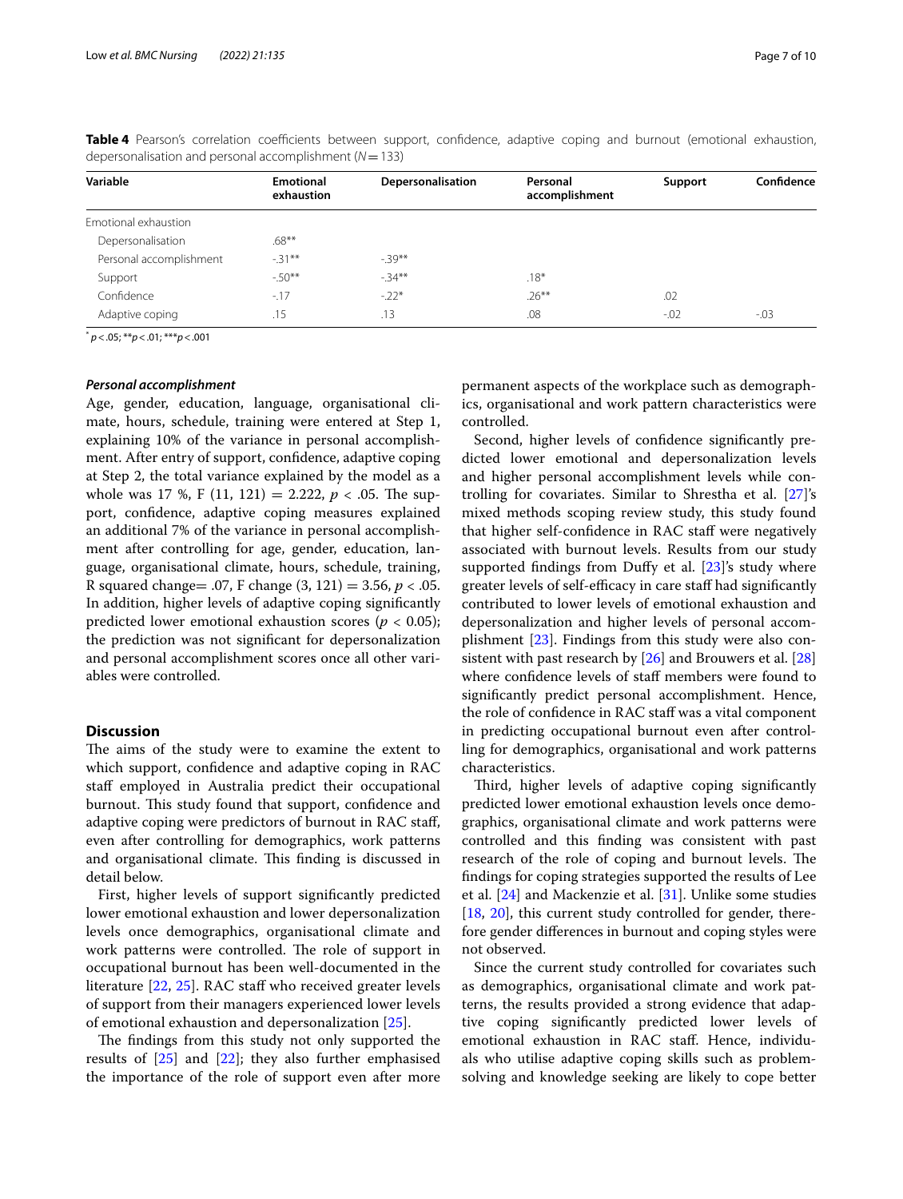**Table 4** Pearson's correlation coefficients between support, confidence, adaptive coping and burnout (emotional exhaustion, depersonalisation and personal accomplishment ($N = 133$)

| Variable | Emotional exhaustion | Depersonalisation | Personal accomplishment | Support | Confidence |
|---|---|---|---|---|---|
| Emotional exhaustion | | | | | |
| Depersonalisation | .68** | | | | |
| Personal accomplishment | -.31** | -.39** | | | |
| Support | -.50** | -.34** | .18* | | |
| Confidence | -.17 | -.22* | .26** | .02 | |
| Adaptive coping | .15 | .13 | .08 | -.02 | -.03 |

* $p < .05$; ** $p < .01$; *** $p < .001$

### *Personal accomplishment*

Age, gender, education, language, organisational climate, hours, schedule, training were entered at Step 1, explaining 10% of the variance in personal accomplishment. After entry of support, confidence, adaptive coping at Step 2, the total variance explained by the model as a whole was 17 %, F (11, 121) = 2.222, $p < .05$. The support, confidence, adaptive coping measures explained an additional 7% of the variance in personal accomplishment after controlling for age, gender, education, language, organisational climate, hours, schedule, training, R squared change= .07, F change (3, 121) = 3.56, $p < .05$. In addition, higher levels of adaptive coping significantly predicted lower emotional exhaustion scores ($p < 0.05$); the prediction was not significant for depersonalization and personal accomplishment scores once all other variables were controlled.

## Discussion

The aims of the study were to examine the extent to which support, confidence and adaptive coping in RAC staff employed in Australia predict their occupational burnout. This study found that support, confidence and adaptive coping were predictors of burnout in RAC staff, even after controlling for demographics, work patterns and organisational climate. This finding is discussed in detail below.

First, higher levels of support significantly predicted lower emotional exhaustion and lower depersonalization levels once demographics, organisational climate and work patterns were controlled. The role of support in occupational burnout has been well-documented in the literature [22, 25]. RAC staff who received greater levels of support from their managers experienced lower levels of emotional exhaustion and depersonalization [25].

The findings from this study not only supported the results of [25] and [22]; they also further emphasised the importance of the role of support even after more permanent aspects of the workplace such as demographics, organisational and work pattern characteristics were controlled.

Second, higher levels of confidence significantly predicted lower emotional and depersonalization levels and higher personal accomplishment levels while controlling for covariates. Similar to Shrestha et al. [27]'s mixed methods scoping review study, this study found that higher self-confidence in RAC staff were negatively associated with burnout levels. Results from our study supported findings from Duffy et al. [23]'s study where greater levels of self-efficacy in care staff had significantly contributed to lower levels of emotional exhaustion and depersonalization and higher levels of personal accomplishment [23]. Findings from this study were also consistent with past research by [26] and Brouwers et al. [28] where confidence levels of staff members were found to significantly predict personal accomplishment. Hence, the role of confidence in RAC staff was a vital component in predicting occupational burnout even after controlling for demographics, organisational and work patterns characteristics.

Third, higher levels of adaptive coping significantly predicted lower emotional exhaustion levels once demographics, organisational climate and work patterns were controlled and this finding was consistent with past research of the role of coping and burnout levels. The findings for coping strategies supported the results of Lee et al. [24] and Mackenzie et al. [31]. Unlike some studies [18, 20], this current study controlled for gender, therefore gender differences in burnout and coping styles were not observed.

Since the current study controlled for covariates such as demographics, organisational climate and work patterns, the results provided a strong evidence that adaptive coping significantly predicted lower levels of emotional exhaustion in RAC staff. Hence, individuals who utilise adaptive coping skills such as problem-solving and knowledge seeking are likely to cope better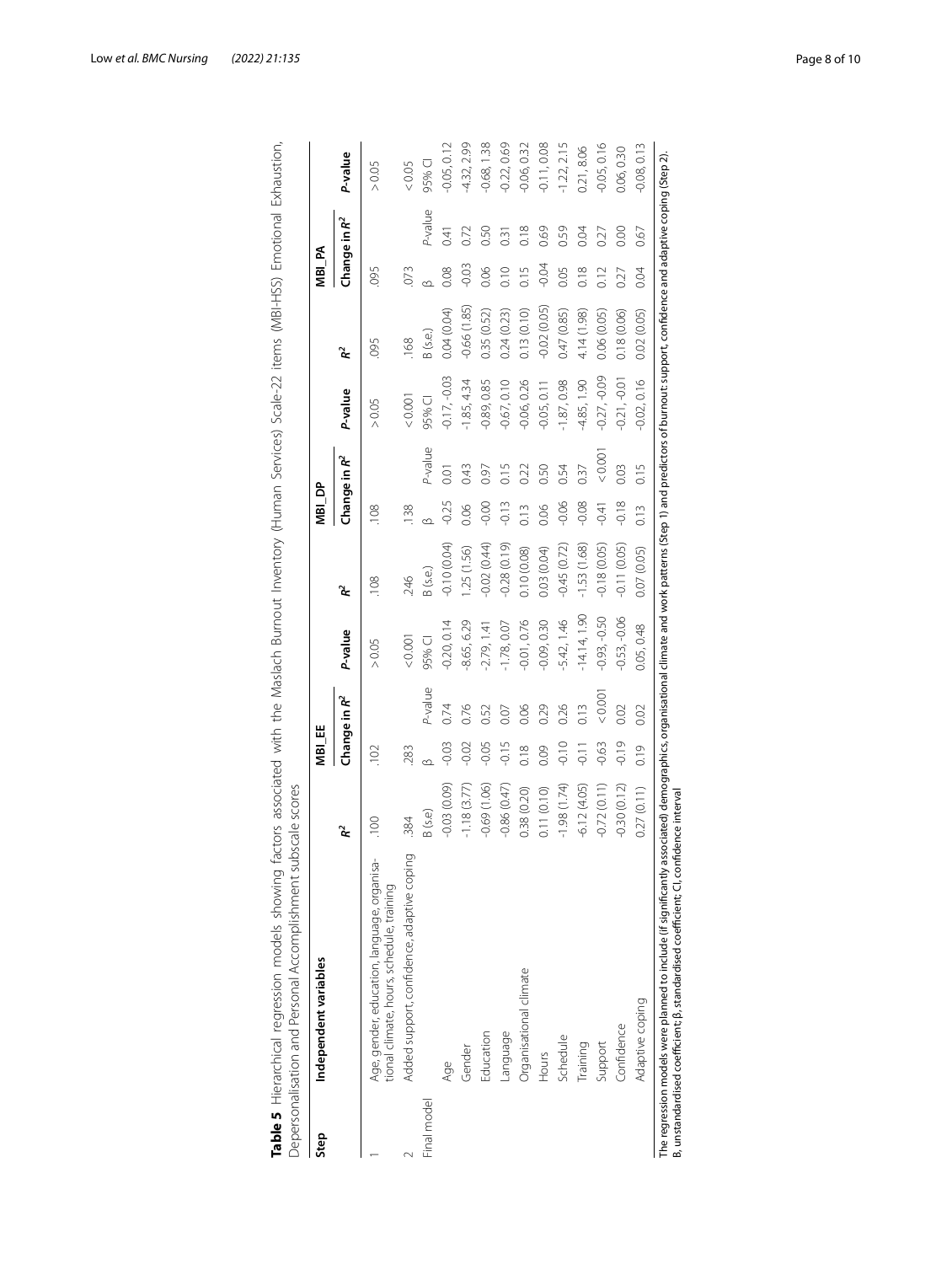**Table 5** Hierarchical regression models showing factors associated with the Maslach Burnout Inventory (Human Services) Scale-22 items (MBI-HSS) Emotional Exhaustion, Depersonalisation and Personal Accomplishment subscale scores

| Step | Independent variables | MBI_EE | | | | MBI_DP | | | | MBI_PA | | | |
|---|---|---|---|---|---|---|---|---|---|---|---|---|---|
| | | $R^2$ | Change in $R^2$ | | *P*-value | $R^2$ | Change in $R^2$ | | *P*-value | $R^2$ | Change in $R^2$ | | *P*-value |
| 1 | Age, gender, education, language, organisational climate, hours, schedule, training | .100 | .102 | | > 0.05 | .108 | .108 | | > 0.05 | .095 | .095 | | > 0.05 |
| 2 | Added support, confidence, adaptive coping | .384 | .283 | | < 0.001 | .246 | .138 | | < 0.001 | .168 | .073 | | < 0.05 |
| Final model | | B (s.e.) | β | *P*-value | 95% CI | B (s.e.) | β | *P*-value | 95% CI | B (s.e.) | β | *P*-value | 95% CI |
| | Age | -0.03 (0.09) | -0.03 | 0.74 | -0.20, 0.14 | -0.10 (0.04) | -0.25 | 0.01 | -0.17, -0.03 | 0.04 (0.04) | 0.08 | 0.41 | -0.05, 0.12 |
| | Gender | -1.18 (3.77) | -0.02 | 0.76 | -8.65, 6.29 | 1.25 (1.56) | 0.06 | 0.43 | -1.85, 4.34 | -0.66 (1.85) | -0.03 | 0.72 | -4.32, 2.99 |
| | Education | -0.69 (1.06) | -0.05 | 0.52 | -2.79, 1.41 | -0.02 (0.44) | -0.00 | 0.97 | -0.89, 0.85 | 0.35 (0.52) | 0.06 | 0.50 | -0.68, 1.38 |
| | Language | -0.86 (0.47) | -0.15 | 0.07 | -1.78, 0.07 | -0.28 (0.19) | -0.13 | 0.15 | -0.67, 0.10 | 0.24 (0.23) | 0.10 | 0.31 | -0.22, 0.69 |
| | Organisational climate | 0.38 (0.20) | 0.18 | 0.06 | -0.01, 0.76 | 0.10 (0.08) | 0.13 | 0.22 | -0.06, 0.26 | 0.13 (0.10) | 0.15 | 0.18 | -0.06, 0.32 |
| | Hours | 0.11 (0.10) | 0.09 | 0.29 | -0.09, 0.30 | 0.03 (0.04) | 0.06 | 0.50 | -0.05, 0.11 | -0.02 (0.05) | -0.04 | 0.69 | -0.11, 0.08 |
| | Schedule | -1.98 (1.74) | -0.10 | 0.26 | -5.42, 1.46 | -0.45 (0.72) | -0.06 | 0.54 | -1.87, 0.98 | 0.47 (0.85) | 0.05 | 0.59 | -1.22, 2.15 |
| | Training | -6.12 (4.05) | -0.11 | 0.13 | -14.14, 1.90 | -1.53 (1.68) | -0.08 | 0.37 | -4.85, 1.90 | 4.14 (1.98) | 0.18 | 0.04 | 0.21, 8.06 |
| | Support | -0.72 (0.11) | -0.63 | < 0.001 | -0.93, -0.50 | -0.18 (0.05) | -0.41 | < 0.001 | -0.27, -0.09 | 0.06 (0.05) | 0.12 | 0.27 | -0.05, 0.16 |
| | Confidence | -0.30 (0.12) | -0.19 | 0.02 | -0.53, -0.06 | -0.11 (0.05) | -0.18 | 0.03 | -0.21, -0.01 | 0.18 (0.06) | 0.27 | 0.00 | 0.06, 0.30 |
| | Adaptive coping | 0.27 (0.11) | 0.19 | 0.02 | 0.05, 0.48 | 0.07 (0.05) | 0.13 | 0.15 | -0.02, 0.16 | 0.02 (0.05) | 0.04 | 0.67 | -0.08, 0.13 |

The regression models were planned to include (if significantly associated) demographics, organisational climate and work patterns (Step 1) and predictors of burnout: support, confidence and adaptive coping (Step 2).
B, unstandardised coefficient; β, standardised coefficient; CI, confidence interval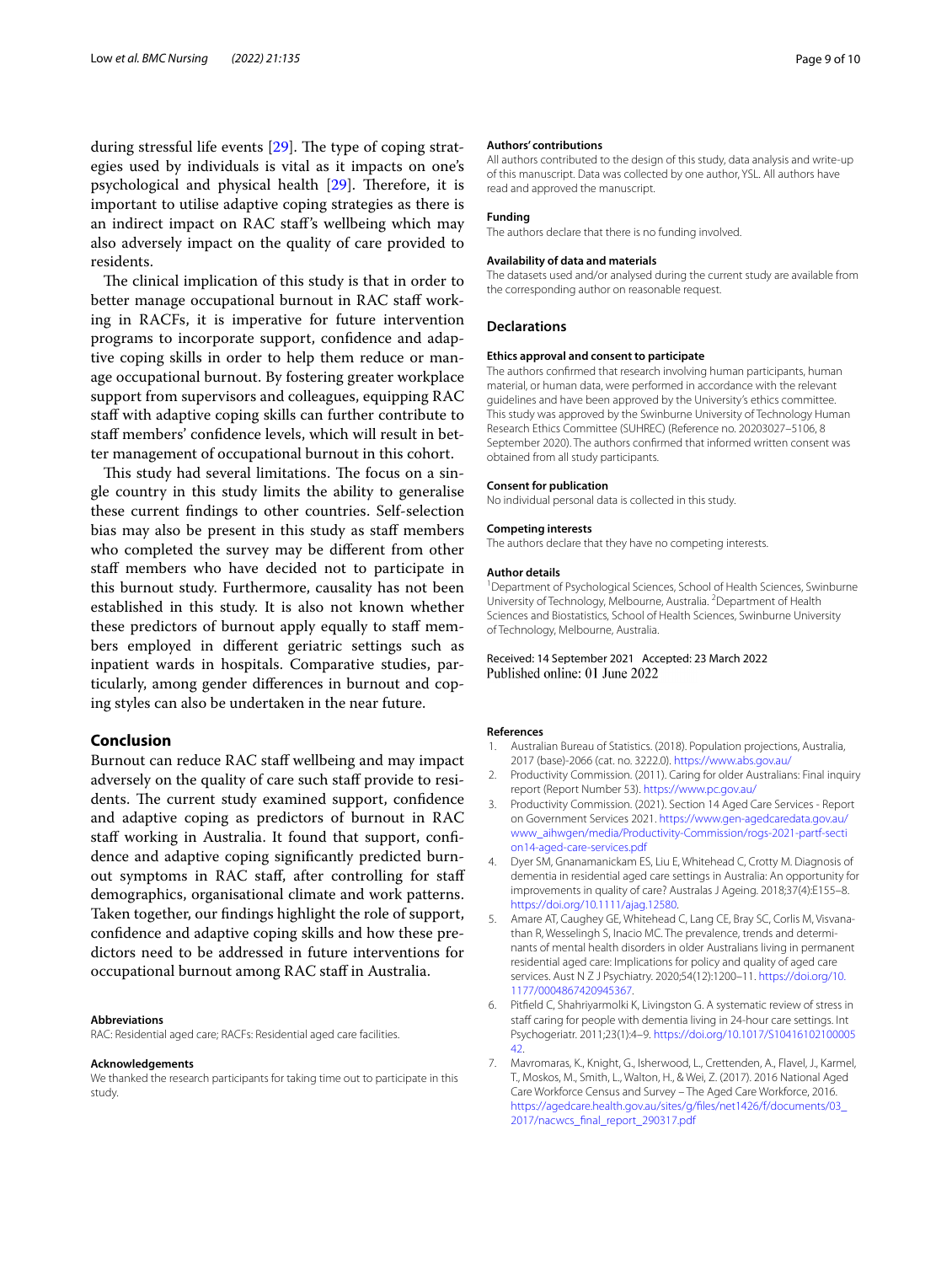during stressful life events [29]. The type of coping strategies used by individuals is vital as it impacts on one's psychological and physical health [29]. Therefore, it is important to utilise adaptive coping strategies as there is an indirect impact on RAC staff's wellbeing which may also adversely impact on the quality of care provided to residents.

The clinical implication of this study is that in order to better manage occupational burnout in RAC staff working in RACFs, it is imperative for future intervention programs to incorporate support, confidence and adaptive coping skills in order to help them reduce or manage occupational burnout. By fostering greater workplace support from supervisors and colleagues, equipping RAC staff with adaptive coping skills can further contribute to staff members' confidence levels, which will result in better management of occupational burnout in this cohort.

This study had several limitations. The focus on a single country in this study limits the ability to generalise these current findings to other countries. Self-selection bias may also be present in this study as staff members who completed the survey may be different from other staff members who have decided not to participate in this burnout study. Furthermore, causality has not been established in this study. It is also not known whether these predictors of burnout apply equally to staff members employed in different geriatric settings such as inpatient wards in hospitals. Comparative studies, particularly, among gender differences in burnout and coping styles can also be undertaken in the near future.

## Conclusion

Burnout can reduce RAC staff wellbeing and may impact adversely on the quality of care such staff provide to residents. The current study examined support, confidence and adaptive coping as predictors of burnout in RAC staff working in Australia. It found that support, confidence and adaptive coping significantly predicted burnout symptoms in RAC staff, after controlling for staff demographics, organisational climate and work patterns. Taken together, our findings highlight the role of support, confidence and adaptive coping skills and how these predictors need to be addressed in future interventions for occupational burnout among RAC staff in Australia.

#### Abbreviations

RAC: Residential aged care; RACFs: Residential aged care facilities.

#### Acknowledgements

We thanked the research participants for taking time out to participate in this study.

#### Authors' contributions

All authors contributed to the design of this study, data analysis and write-up of this manuscript. Data was collected by one author, YSL. All authors have read and approved the manuscript.

#### Funding

The authors declare that there is no funding involved.

#### Availability of data and materials

The datasets used and/or analysed during the current study are available from the corresponding author on reasonable request.

### Declarations

#### Ethics approval and consent to participate

The authors confirmed that research involving human participants, human material, or human data, were performed in accordance with the relevant guidelines and have been approved by the University's ethics committee. This study was approved by the Swinburne University of Technology Human Research Ethics Committee (SUHREC) (Reference no. 20203027–5106, 8 September 2020). The authors confirmed that informed written consent was obtained from all study participants.

#### Consent for publication

No individual personal data is collected in this study.

#### Competing interests

The authors declare that they have no competing interests.

#### Author details

[1] Department of Psychological Sciences, School of Health Sciences, Swinburne University of Technology, Melbourne, Australia. [2] Department of Health Sciences and Biostatistics, School of Health Sciences, Swinburne University of Technology, Melbourne, Australia.

Received: 14 September 2021 Accepted: 23 March 2022
Published online: 01 June 2022

#### References

1. Australian Bureau of Statistics. (2018). Population projections, Australia, 2017 (base)-2066 (cat. no. 3222.0). https://www.abs.gov.au/
2. Productivity Commission. (2011). Caring for older Australians: Final inquiry report (Report Number 53). https://www.pc.gov.au/
3. Productivity Commission. (2021). Section 14 Aged Care Services - Report on Government Services 2021. https://www.gen-agedcaredata.gov.au/www_aihwgen/media/Productivity-Commission/rogs-2021-partf-section14-aged-care-services.pdf
4. Dyer SM, Gnanamanickam ES, Liu E, Whitehead C, Crotty M. Diagnosis of dementia in residential aged care settings in Australia: An opportunity for improvements in quality of care? Australas J Ageing. 2018;37(4):E155–8. https://doi.org/10.1111/ajag.12580.
5. Amare AT, Caughey GE, Whitehead C, Lang CE, Bray SC, Corlis M, Visvanathan R, Wesselingh S, Inacio MC. The prevalence, trends and determinants of mental health disorders in older Australians living in permanent residential aged care: Implications for policy and quality of aged care services. Aust N Z J Psychiatry. 2020;54(12):1200–11. https://doi.org/10.1177/0004867420945367.
6. Pitfield C, Shahriyarmolki K, Livingston G. A systematic review of stress in staff caring for people with dementia living in 24-hour care settings. Int Psychogeriatr. 2011;23(1):4–9. https://doi.org/10.1017/S1041610210000542.
7. Mavromaras, K., Knight, G., Isherwood, L., Crettenden, A., Flavel, J., Karmel, T., Moskos, M., Smith, L., Walton, H., & Wei, Z. (2017). 2016 National Aged Care Workforce Census and Survey – The Aged Care Workforce, 2016. https://agedcare.health.gov.au/sites/g/files/net1426/f/documents/03_2017/nacwcs_final_report_290317.pdf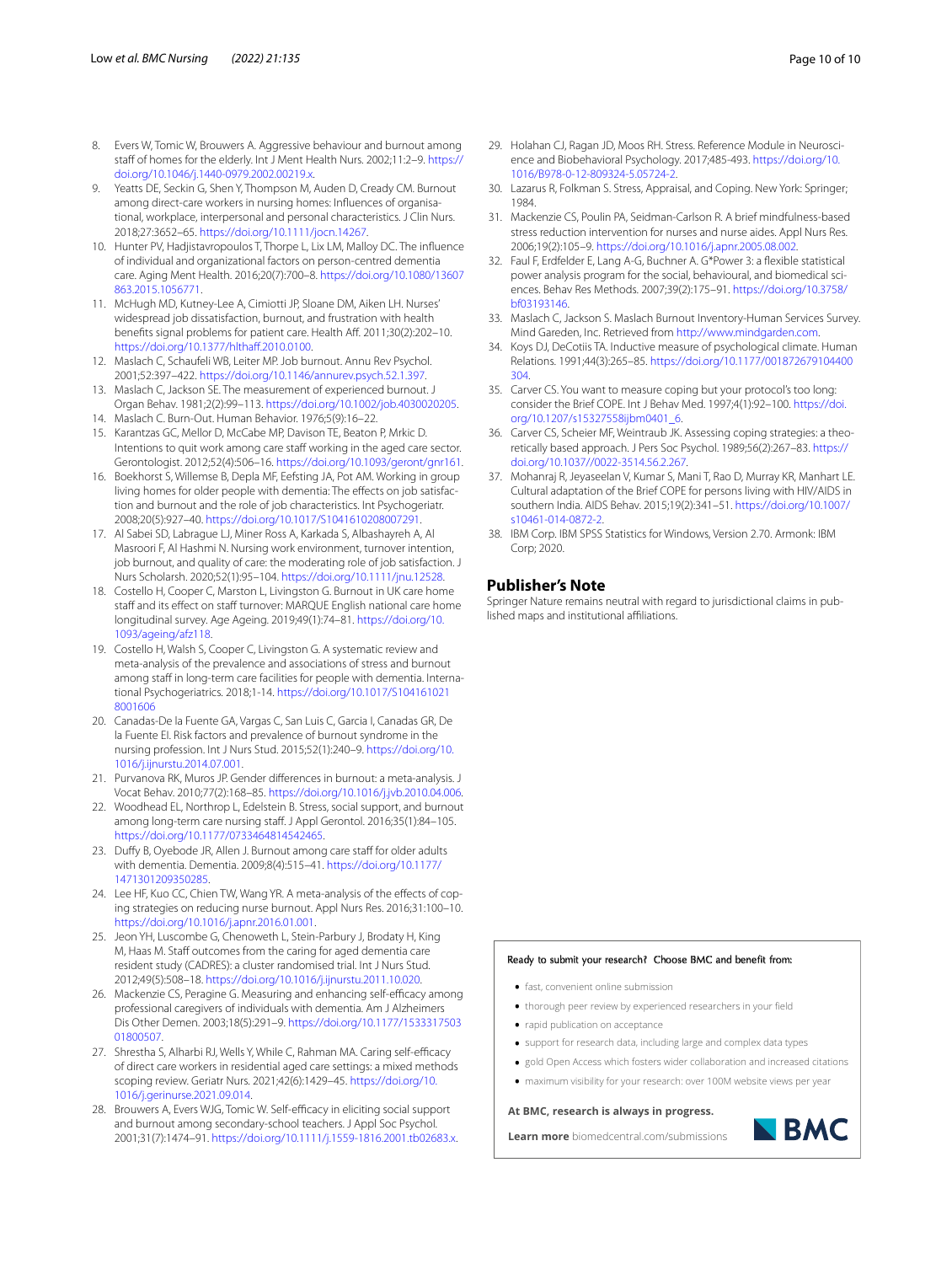8. Evers W, Tomic W, Brouwers A. Aggressive behaviour and burnout among staff of homes for the elderly. Int J Ment Health Nurs. 2002;11:2–9. https://doi.org/10.1046/j.1440-0979.2002.00219.x.
9. Yeatts DE, Seckin G, Shen Y, Thompson M, Auden D, Cready CM. Burnout among direct-care workers in nursing homes: Influences of organisational, workplace, interpersonal and personal characteristics. J Clin Nurs. 2018;27:3652–65. https://doi.org/10.1111/jocn.14267.
10. Hunter PV, Hadjistavropoulos T, Thorpe L, Lix LM, Malloy DC. The influence of individual and organizational factors on person-centred dementia care. Aging Ment Health. 2016;20(7):700–8. https://doi.org/10.1080/13607863.2015.1056771.
11. McHugh MD, Kutney-Lee A, Cimiotti JP, Sloane DM, Aiken LH. Nurses' widespread job dissatisfaction, burnout, and frustration with health benefits signal problems for patient care. Health Aff. 2011;30(2):202–10. https://doi.org/10.1377/hlthaff.2010.0100.
12. Maslach C, Schaufeli WB, Leiter MP. Job burnout. Annu Rev Psychol. 2001;52:397–422. https://doi.org/10.1146/annurev.psych.52.1.397.
13. Maslach C, Jackson SE. The measurement of experienced burnout. J Organ Behav. 1981;2(2):99–113. https://doi.org/10.1002/job.4030020205.
14. Maslach C. Burn-Out. Human Behavior. 1976;5(9):16–22.
15. Karantzas GC, Mellor D, McCabe MP, Davison TE, Beaton P, Mrkic D. Intentions to quit work among care staff working in the aged care sector. Gerontologist. 2012;52(4):506–16. https://doi.org/10.1093/geront/gnr161.
16. Boekhorst S, Willemse B, Depla MF, Eefsting JA, Pot AM. Working in group living homes for older people with dementia: The effects on job satisfaction and burnout and the role of job characteristics. Int Psychogeriatr. 2008;20(5):927–40. https://doi.org/10.1017/S1041610208007291.
17. Al Sabei SD, Labrague LJ, Miner Ross A, Karkada S, Albashayreh A, Al Masroori F, Al Hashmi N. Nursing work environment, turnover intention, job burnout, and quality of care: the moderating role of job satisfaction. J Nurs Scholarsh. 2020;52(1):95–104. https://doi.org/10.1111/jnu.12528.
18. Costello H, Cooper C, Marston L, Livingston G. Burnout in UK care home staff and its effect on staff turnover: MARQUE English national care home longitudinal survey. Age Ageing. 2019;49(1):74–81. https://doi.org/10.1093/ageing/afz118.
19. Costello H, Walsh S, Cooper C, Livingston G. A systematic review and meta-analysis of the prevalence and associations of stress and burnout among staff in long-term care facilities for people with dementia. International Psychogeriatrics. 2018;1-14. https://doi.org/10.1017/S1041610218001606
20. Canadas-De la Fuente GA, Vargas C, San Luis C, Garcia I, Canadas GR, De la Fuente EI. Risk factors and prevalence of burnout syndrome in the nursing profession. Int J Nurs Stud. 2015;52(1):240–9. https://doi.org/10.1016/j.ijnurstu.2014.07.001.
21. Purvanova RK, Muros JP. Gender differences in burnout: a meta-analysis. J Vocat Behav. 2010;77(2):168–85. https://doi.org/10.1016/j.jvb.2010.04.006.
22. Woodhead EL, Northrop L, Edelstein B. Stress, social support, and burnout among long-term care nursing staff. J Appl Gerontol. 2016;35(1):84–105. https://doi.org/10.1177/0733464814542465.
23. Duffy B, Oyebode JR, Allen J. Burnout among care staff for older adults with dementia. Dementia. 2009;8(4):515–41. https://doi.org/10.1177/1471301209350285.
24. Lee HF, Kuo CC, Chien TW, Wang YR. A meta-analysis of the effects of coping strategies on reducing nurse burnout. Appl Nurs Res. 2016;31:100–10. https://doi.org/10.1016/j.apnr.2016.01.001.
25. Jeon YH, Luscombe G, Chenoweth L, Stein-Parbury J, Brodaty H, King M, Haas M. Staff outcomes from the caring for aged dementia care resident study (CADRES): a cluster randomised trial. Int J Nurs Stud. 2012;49(5):508–18. https://doi.org/10.1016/j.ijnurstu.2011.10.020.
26. Mackenzie CS, Peragine G. Measuring and enhancing self-efficacy among professional caregivers of individuals with dementia. Am J Alzheimers Dis Other Demen. 2003;18(5):291–9. https://doi.org/10.1177/153331750301800507.
27. Shrestha S, Alharbi RJ, Wells Y, While C, Rahman MA. Caring self-efficacy of direct care workers in residential aged care settings: a mixed methods scoping review. Geriatr Nurs. 2021;42(6):1429–45. https://doi.org/10.1016/j.gerinurse.2021.09.014.
28. Brouwers A, Evers WJG, Tomic W. Self-efficacy in eliciting social support and burnout among secondary-school teachers. J Appl Soc Psychol. 2001;31(7):1474–91. https://doi.org/10.1111/j.1559-1816.2001.tb02683.x.
29. Holahan CJ, Ragan JD, Moos RH. Stress. Reference Module in Neuroscience and Biobehavioral Psychology. 2017;485-493. https://doi.org/10.1016/B978-0-12-809324-5.05724-2.
30. Lazarus R, Folkman S. Stress, Appraisal, and Coping. New York: Springer; 1984.
31. Mackenzie CS, Poulin PA, Seidman-Carlson R. A brief mindfulness-based stress reduction intervention for nurses and nurse aides. Appl Nurs Res. 2006;19(2):105–9. https://doi.org/10.1016/j.apnr.2005.08.002.
32. Faul F, Erdfelder E, Lang A-G, Buchner A. G*Power 3: a flexible statistical power analysis program for the social, behavioural, and biomedical sciences. Behav Res Methods. 2007;39(2):175–91. https://doi.org/10.3758/bf03193146.
33. Maslach C, Jackson S. Maslach Burnout Inventory-Human Services Survey. Mind Gareden, Inc. Retrieved from http://www.mindgarden.com.
34. Koys DJ, DeCotiis TA. Inductive measure of psychological climate. Human Relations. 1991;44(3):265–85. https://doi.org/10.1177/001872679104400304.
35. Carver CS. You want to measure coping but your protocol's too long: consider the Brief COPE. Int J Behav Med. 1997;4(1):92–100. https://doi.org/10.1207/s15327558ijbm0401_6.
36. Carver CS, Scheier MF, Weintraub JK. Assessing coping strategies: a theoretically based approach. J Pers Soc Psychol. 1989;56(2):267–83. https://doi.org/10.1037//0022-3514.56.2.267.
37. Mohanraj R, Jeyaseelan V, Kumar S, Mani T, Rao D, Murray KR, Manhart LE. Cultural adaptation of the Brief COPE for persons living with HIV/AIDS in southern India. AIDS Behav. 2015;19(2):341–51. https://doi.org/10.1007/s10461-014-0872-2.
38. IBM Corp. IBM SPSS Statistics for Windows, Version 2.70. Armonk: IBM Corp; 2020.

## Publisher's Note

Springer Nature remains neutral with regard to jurisdictional claims in published maps and institutional affiliations.

Ready to submit your research? Choose BMC and benefit from:

- fast, convenient online submission
- thorough peer review by experienced researchers in your field
- rapid publication on acceptance
- support for research data, including large and complex data types
- gold Open Access which fosters wider collaboration and increased citations
- maximum visibility for your research: over 100M website views per year

**At BMC, research is always in progress.**

**Learn more** biomedcentral.com/submissions